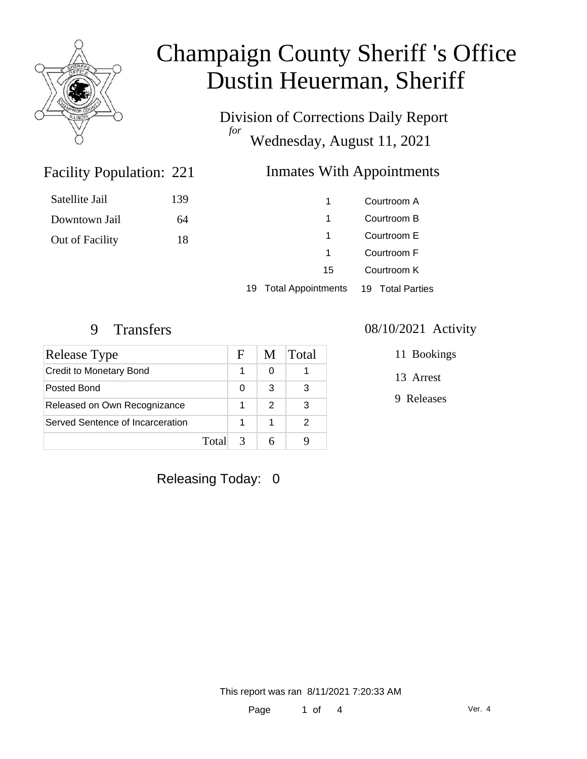# Champaign County Sheriff 's Office
# Dustin Heuerman, Sheriff

Division of Corrections Daily Report
*for*
Wednesday, August 11, 2021

## Facility Population: 221

| | |
|---|---|
| Satellite Jail | 139 |
| Downtown Jail | 64 |
| Out of Facility | 18 |

## Inmates With Appointments

| | |
|---|---|
| 1 | Courtroom A |
| 1 | Courtroom B |
| 1 | Courtroom E |
| 1 | Courtroom F |
| 15 | Courtroom K |

19 Total Appointments 19 Total Parties

## 9 Transfers

| Release Type | F | M | Total |
|---|---|---|---|
| Credit to Monetary Bond | 1 | 0 | 1 |
| Posted Bond | 0 | 3 | 3 |
| Released on Own Recognizance | 1 | 2 | 3 |
| Served Sentence of Incarceration | 1 | 1 | 2 |
| Total | 3 | 6 | 9 |

## 08/10/2021 Activity

11 Bookings

13 Arrest

9 Releases

Releasing Today: 0

This report was ran 8/11/2021 7:20:33 AM

Ver. 4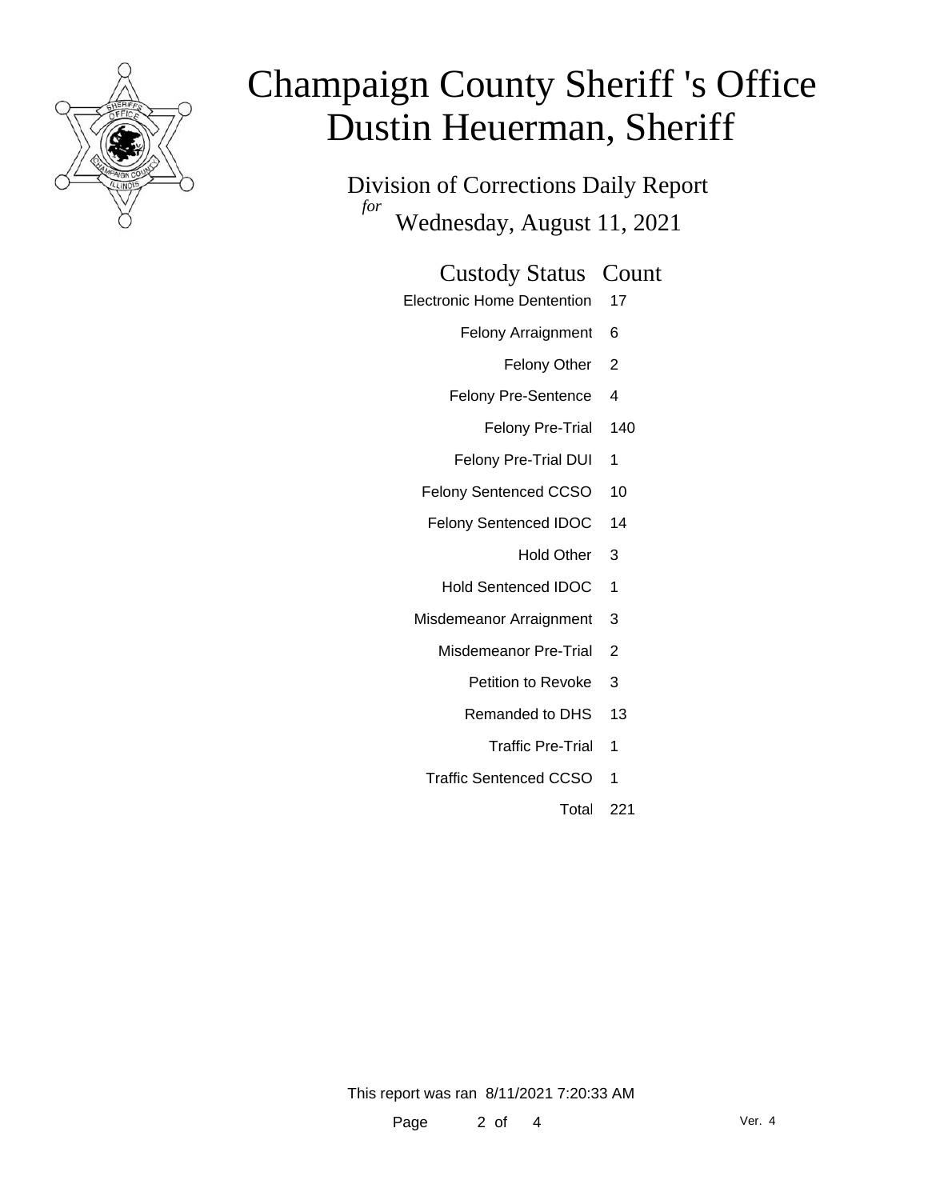# Champaign County Sheriff 's Office
# Dustin Heuerman, Sheriff

## Division of Corrections Daily Report

*for* Wednesday, August 11, 2021

| Custody Status | Count |
|---|---|
| Electronic Home Dentention | 17 |
| Felony Arraignment | 6 |
| Felony Other | 2 |
| Felony Pre-Sentence | 4 |
| Felony Pre-Trial | 140 |
| Felony Pre-Trial DUI | 1 |
| Felony Sentenced CCSO | 10 |
| Felony Sentenced IDOC | 14 |
| Hold Other | 3 |
| Hold Sentenced IDOC | 1 |
| Misdemeanor Arraignment | 3 |
| Misdemeanor Pre-Trial | 2 |
| Petition to Revoke | 3 |
| Remanded to DHS | 13 |
| Traffic Pre-Trial | 1 |
| Traffic Sentenced CCSO | 1 |
| Total | 221 |

This report was ran 8/11/2021 7:20:33 AM

Ver. 4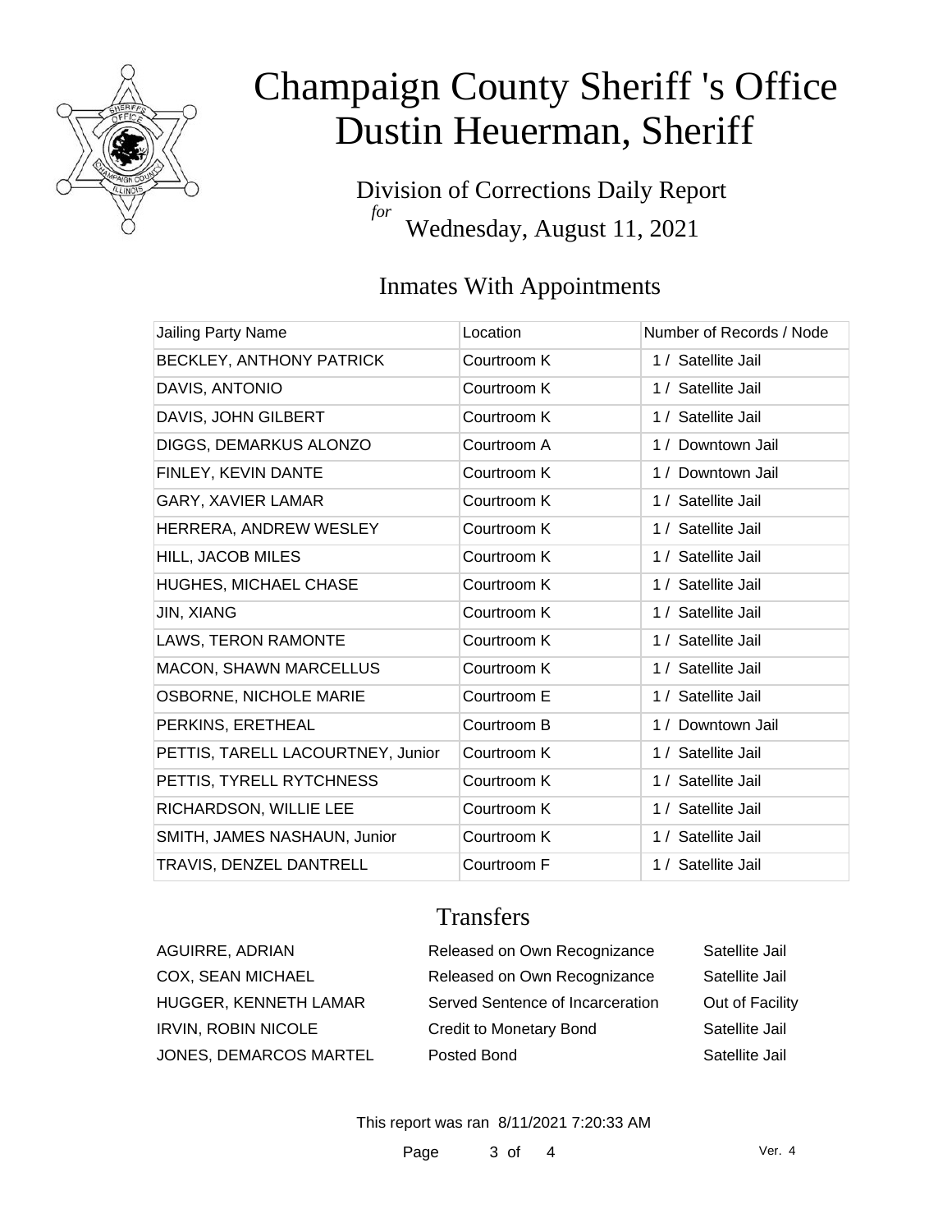# Champaign County Sheriff 's Office
# Dustin Heuerman, Sheriff

Division of Corrections Daily Report
*for*
Wednesday, August 11, 2021

## Inmates With Appointments

| Jailing Party Name | Location | Number of Records / Node |
|---|---|---|
| BECKLEY, ANTHONY PATRICK | Courtroom K | 1 / Satellite Jail |
| DAVIS, ANTONIO | Courtroom K | 1 / Satellite Jail |
| DAVIS, JOHN GILBERT | Courtroom K | 1 / Satellite Jail |
| DIGGS, DEMARKUS ALONZO | Courtroom A | 1 / Downtown Jail |
| FINLEY, KEVIN DANTE | Courtroom K | 1 / Downtown Jail |
| GARY, XAVIER LAMAR | Courtroom K | 1 / Satellite Jail |
| HERRERA, ANDREW WESLEY | Courtroom K | 1 / Satellite Jail |
| HILL, JACOB MILES | Courtroom K | 1 / Satellite Jail |
| HUGHES, MICHAEL CHASE | Courtroom K | 1 / Satellite Jail |
| JIN, XIANG | Courtroom K | 1 / Satellite Jail |
| LAWS, TERON RAMONTE | Courtroom K | 1 / Satellite Jail |
| MACON, SHAWN MARCELLUS | Courtroom K | 1 / Satellite Jail |
| OSBORNE, NICHOLE MARIE | Courtroom E | 1 / Satellite Jail |
| PERKINS, ERETHEAL | Courtroom B | 1 / Downtown Jail |
| PETTIS, TARELL LACOURTNEY, Junior | Courtroom K | 1 / Satellite Jail |
| PETTIS, TYRELL RYTCHNESS | Courtroom K | 1 / Satellite Jail |
| RICHARDSON, WILLIE LEE | Courtroom K | 1 / Satellite Jail |
| SMITH, JAMES NASHAUN, Junior | Courtroom K | 1 / Satellite Jail |
| TRAVIS, DENZEL DANTRELL | Courtroom F | 1 / Satellite Jail |

## Transfers

| | | |
|---|---|---|
| AGUIRRE, ADRIAN | Released on Own Recognizance | Satellite Jail |
| COX, SEAN MICHAEL | Released on Own Recognizance | Satellite Jail |
| HUGGER, KENNETH LAMAR | Served Sentence of Incarceration | Out of Facility |
| IRVIN, ROBIN NICOLE | Credit to Monetary Bond | Satellite Jail |
| JONES, DEMARCOS MARTEL | Posted Bond | Satellite Jail |

This report was ran 8/11/2021 7:20:33 AM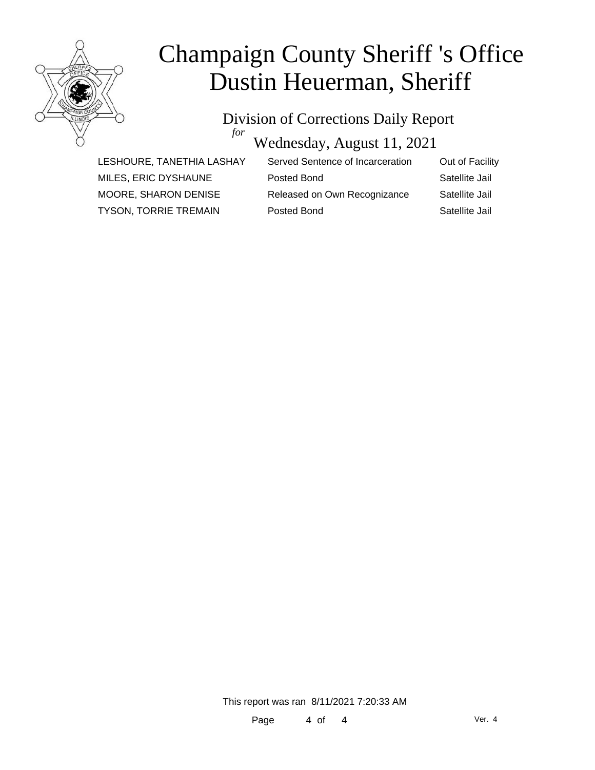# Champaign County Sheriff 's Office
# Dustin Heuerman, Sheriff

Division of Corrections Daily Report

*for*

Wednesday, August 11, 2021

| | | |
|---|---|---|
| LESHOURE, TANETHIA LASHAY | Served Sentence of Incarceration | Out of Facility |
| MILES, ERIC DYSHAUNE | Posted Bond | Satellite Jail |
| MOORE, SHARON DENISE | Released on Own Recognizance | Satellite Jail |
| TYSON, TORRIE TREMAIN | Posted Bond | Satellite Jail |

This report was ran 8/11/2021 7:20:33 AM

Ver. 4